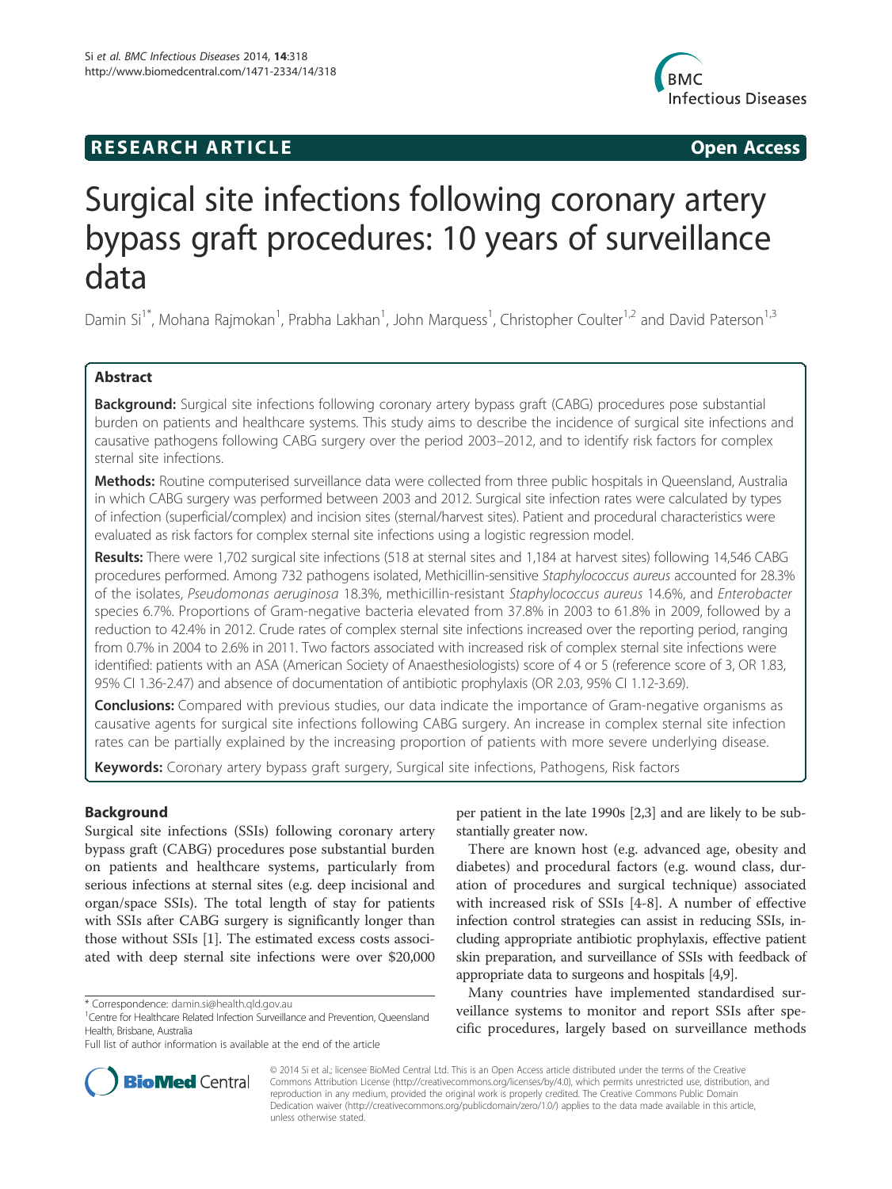**RESEARCH ARTICLE** **Open Access**

# Surgical site infections following coronary artery bypass graft procedures: 10 years of surveillance data

Damin Si[1*], Mohana Rajmokan[1], Prabha Lakhan[1], John Marquess[1], Christopher Coulter[1,2] and David Paterson[1,3]

## Abstract

**Background:** Surgical site infections following coronary artery bypass graft (CABG) procedures pose substantial burden on patients and healthcare systems. This study aims to describe the incidence of surgical site infections and causative pathogens following CABG surgery over the period 2003–2012, and to identify risk factors for complex sternal site infections.

**Methods:** Routine computerised surveillance data were collected from three public hospitals in Queensland, Australia in which CABG surgery was performed between 2003 and 2012. Surgical site infection rates were calculated by types of infection (superficial/complex) and incision sites (sternal/harvest sites). Patient and procedural characteristics were evaluated as risk factors for complex sternal site infections using a logistic regression model.

**Results:** There were 1,702 surgical site infections (518 at sternal sites and 1,184 at harvest sites) following 14,546 CABG procedures performed. Among 732 pathogens isolated, Methicillin-sensitive *Staphylococcus aureus* accounted for 28.3% of the isolates, *Pseudomonas aeruginosa* 18.3%, methicillin-resistant *Staphylococcus aureus* 14.6%, and *Enterobacter* species 6.7%. Proportions of Gram-negative bacteria elevated from 37.8% in 2003 to 61.8% in 2009, followed by a reduction to 42.4% in 2012. Crude rates of complex sternal site infections increased over the reporting period, ranging from 0.7% in 2004 to 2.6% in 2011. Two factors associated with increased risk of complex sternal site infections were identified: patients with an ASA (American Society of Anaesthesiologists) score of 4 or 5 (reference score of 3, OR 1.83, 95% CI 1.36-2.47) and absence of documentation of antibiotic prophylaxis (OR 2.03, 95% CI 1.12-3.69).

**Conclusions:** Compared with previous studies, our data indicate the importance of Gram-negative organisms as causative agents for surgical site infections following CABG surgery. An increase in complex sternal site infection rates can be partially explained by the increasing proportion of patients with more severe underlying disease.

**Keywords:** Coronary artery bypass graft surgery, Surgical site infections, Pathogens, Risk factors

## Background

Surgical site infections (SSIs) following coronary artery bypass graft (CABG) procedures pose substantial burden on patients and healthcare systems, particularly from serious infections at sternal sites (e.g. deep incisional and organ/space SSIs). The total length of stay for patients with SSIs after CABG surgery is significantly longer than those without SSIs [1]. The estimated excess costs associated with deep sternal site infections were over $20,000 per patient in the late 1990s [2,3] and are likely to be substantially greater now.

There are known host (e.g. advanced age, obesity and diabetes) and procedural factors (e.g. wound class, duration of procedures and surgical technique) associated with increased risk of SSIs [4-8]. A number of effective infection control strategies can assist in reducing SSIs, including appropriate antibiotic prophylaxis, effective patient skin preparation, and surveillance of SSIs with feedback of appropriate data to surgeons and hospitals [4,9].

Many countries have implemented standardised surveillance systems to monitor and report SSIs after specific procedures, largely based on surveillance methods

\* Correspondence: damin.si@health.qld.gov.au
[1]Centre for Healthcare Related Infection Surveillance and Prevention, Queensland Health, Brisbane, Australia
Full list of author information is available at the end of the article

© 2014 Si et al.; licensee BioMed Central Ltd. This is an Open Access article distributed under the terms of the Creative Commons Attribution License (http://creativecommons.org/licenses/by/4.0), which permits unrestricted use, distribution, and reproduction in any medium, provided the original work is properly credited. The Creative Commons Public Domain Dedication waiver (http://creativecommons.org/publicdomain/zero/1.0/) applies to the data made available in this article, unless otherwise stated.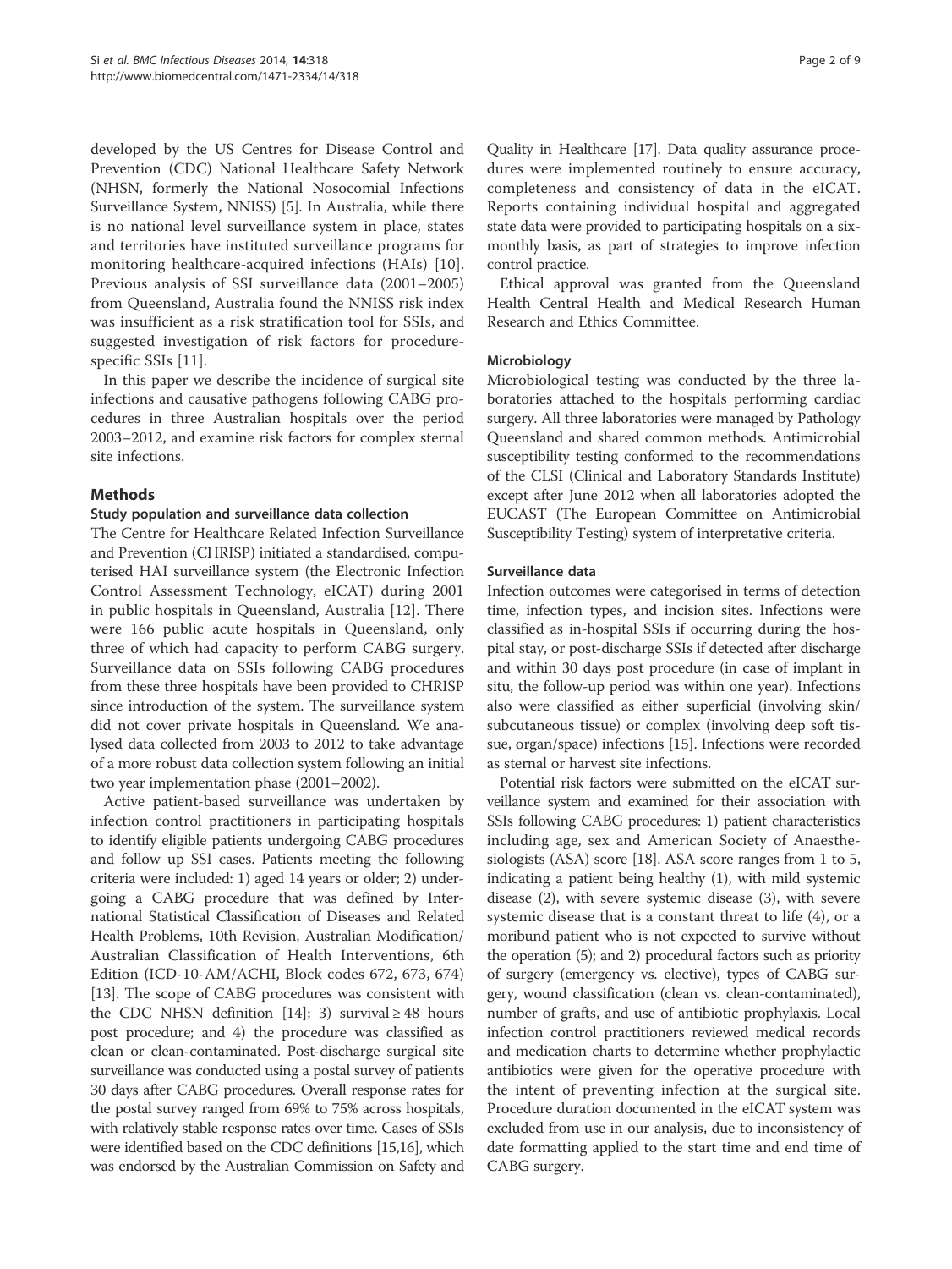developed by the US Centres for Disease Control and Prevention (CDC) National Healthcare Safety Network (NHSN, formerly the National Nosocomial Infections Surveillance System, NNISS) [5]. In Australia, while there is no national level surveillance system in place, states and territories have instituted surveillance programs for monitoring healthcare-acquired infections (HAIs) [10]. Previous analysis of SSI surveillance data (2001–2005) from Queensland, Australia found the NNISS risk index was insufficient as a risk stratification tool for SSIs, and suggested investigation of risk factors for procedure-specific SSIs [11].

In this paper we describe the incidence of surgical site infections and causative pathogens following CABG procedures in three Australian hospitals over the period 2003–2012, and examine risk factors for complex sternal site infections.

## Methods

### Study population and surveillance data collection

The Centre for Healthcare Related Infection Surveillance and Prevention (CHRISP) initiated a standardised, computerised HAI surveillance system (the Electronic Infection Control Assessment Technology, eICAT) during 2001 in public hospitals in Queensland, Australia [12]. There were 166 public acute hospitals in Queensland, only three of which had capacity to perform CABG surgery. Surveillance data on SSIs following CABG procedures from these three hospitals have been provided to CHRISP since introduction of the system. The surveillance system did not cover private hospitals in Queensland. We analysed data collected from 2003 to 2012 to take advantage of a more robust data collection system following an initial two year implementation phase (2001–2002).

Active patient-based surveillance was undertaken by infection control practitioners in participating hospitals to identify eligible patients undergoing CABG procedures and follow up SSI cases. Patients meeting the following criteria were included: 1) aged 14 years or older; 2) undergoing a CABG procedure that was defined by International Statistical Classification of Diseases and Related Health Problems, 10th Revision, Australian Modification/Australian Classification of Health Interventions, 6th Edition (ICD-10-AM/ACHI, Block codes 672, 673, 674) [13]. The scope of CABG procedures was consistent with the CDC NHSN definition [14]; 3) survival ≥ 48 hours post procedure; and 4) the procedure was classified as clean or clean-contaminated. Post-discharge surgical site surveillance was conducted using a postal survey of patients 30 days after CABG procedures. Overall response rates for the postal survey ranged from 69% to 75% across hospitals, with relatively stable response rates over time. Cases of SSIs were identified based on the CDC definitions [15,16], which was endorsed by the Australian Commission on Safety and Quality in Healthcare [17]. Data quality assurance procedures were implemented routinely to ensure accuracy, completeness and consistency of data in the eICAT. Reports containing individual hospital and aggregated state data were provided to participating hospitals on a six-monthly basis, as part of strategies to improve infection control practice.

Ethical approval was granted from the Queensland Health Central Health and Medical Research Human Research and Ethics Committee.

### Microbiology

Microbiological testing was conducted by the three laboratories attached to the hospitals performing cardiac surgery. All three laboratories were managed by Pathology Queensland and shared common methods. Antimicrobial susceptibility testing conformed to the recommendations of the CLSI (Clinical and Laboratory Standards Institute) except after June 2012 when all laboratories adopted the EUCAST (The European Committee on Antimicrobial Susceptibility Testing) system of interpretative criteria.

### Surveillance data

Infection outcomes were categorised in terms of detection time, infection types, and incision sites. Infections were classified as in-hospital SSIs if occurring during the hospital stay, or post-discharge SSIs if detected after discharge and within 30 days post procedure (in case of implant in situ, the follow-up period was within one year). Infections also were classified as either superficial (involving skin/subcutaneous tissue) or complex (involving deep soft tissue, organ/space) infections [15]. Infections were recorded as sternal or harvest site infections.

Potential risk factors were submitted on the eICAT surveillance system and examined for their association with SSIs following CABG procedures: 1) patient characteristics including age, sex and American Society of Anaesthesiologists (ASA) score [18]. ASA score ranges from 1 to 5, indicating a patient being healthy (1), with mild systemic disease (2), with severe systemic disease (3), with severe systemic disease that is a constant threat to life (4), or a moribund patient who is not expected to survive without the operation (5); and 2) procedural factors such as priority of surgery (emergency vs. elective), types of CABG surgery, wound classification (clean vs. clean-contaminated), number of grafts, and use of antibiotic prophylaxis. Local infection control practitioners reviewed medical records and medication charts to determine whether prophylactic antibiotics were given for the operative procedure with the intent of preventing infection at the surgical site. Procedure duration documented in the eICAT system was excluded from use in our analysis, due to inconsistency of date formatting applied to the start time and end time of CABG surgery.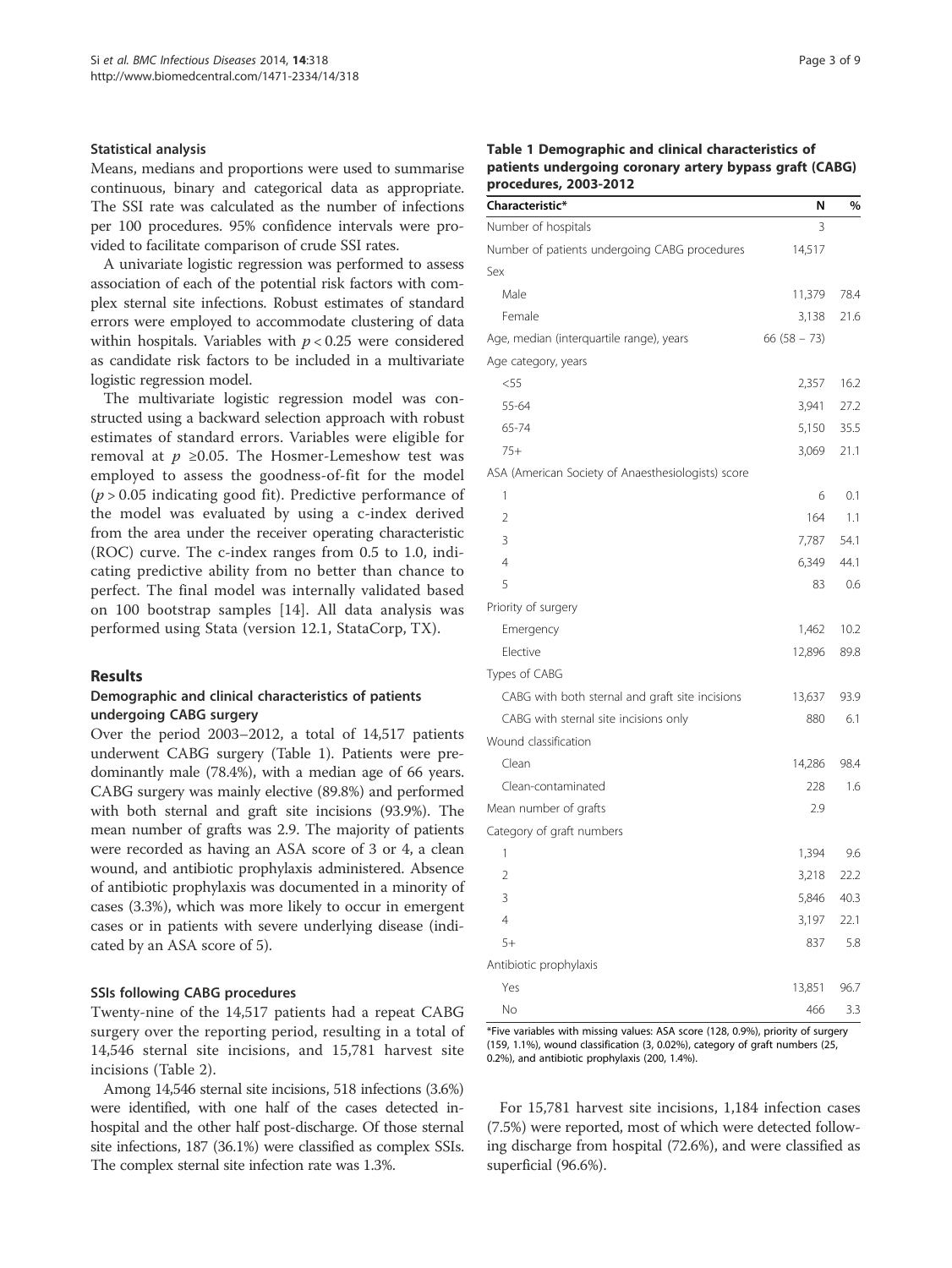### Statistical analysis

Means, medians and proportions were used to summarise continuous, binary and categorical data as appropriate. The SSI rate was calculated as the number of infections per 100 procedures. 95% confidence intervals were provided to facilitate comparison of crude SSI rates.

A univariate logistic regression was performed to assess association of each of the potential risk factors with complex sternal site infections. Robust estimates of standard errors were employed to accommodate clustering of data within hospitals. Variables with $p < 0.25$ were considered as candidate risk factors to be included in a multivariate logistic regression model.

The multivariate logistic regression model was constructed using a backward selection approach with robust estimates of standard errors. Variables were eligible for removal at $p \geq 0.05$. The Hosmer-Lemeshow test was employed to assess the goodness-of-fit for the model ($p > 0.05$ indicating good fit). Predictive performance of the model was evaluated by using a c-index derived from the area under the receiver operating characteristic (ROC) curve. The c-index ranges from 0.5 to 1.0, indicating predictive ability from no better than chance to perfect. The final model was internally validated based on 100 bootstrap samples [14]. All data analysis was performed using Stata (version 12.1, StataCorp, TX).

## Results

### Demographic and clinical characteristics of patients undergoing CABG surgery

Over the period 2003–2012, a total of 14,517 patients underwent CABG surgery (Table 1). Patients were predominantly male (78.4%), with a median age of 66 years. CABG surgery was mainly elective (89.8%) and performed with both sternal and graft site incisions (93.9%). The mean number of grafts was 2.9. The majority of patients were recorded as having an ASA score of 3 or 4, a clean wound, and antibiotic prophylaxis administered. Absence of antibiotic prophylaxis was documented in a minority of cases (3.3%), which was more likely to occur in emergent cases or in patients with severe underlying disease (indicated by an ASA score of 5).

### SSIs following CABG procedures

Twenty-nine of the 14,517 patients had a repeat CABG surgery over the reporting period, resulting in a total of 14,546 sternal site incisions, and 15,781 harvest site incisions (Table 2).

Among 14,546 sternal site incisions, 518 infections (3.6%) were identified, with one half of the cases detected in-hospital and the other half post-discharge. Of those sternal site infections, 187 (36.1%) were classified as complex SSIs. The complex sternal site infection rate was 1.3%.

**Table 1 Demographic and clinical characteristics of patients undergoing coronary artery bypass graft (CABG) procedures, 2003-2012**

| Characteristic* | N | % |
|---|---|---|
| Number of hospitals | 3 | |
| Number of patients undergoing CABG procedures | 14,517 | |
| Sex | | |
| Male | 11,379 | 78.4 |
| Female | 3,138 | 21.6 |
| Age, median (interquartile range), years | 66 (58 – 73) | |
| Age category, years | | |
| <55 | 2,357 | 16.2 |
| 55-64 | 3,941 | 27.2 |
| 65-74 | 5,150 | 35.5 |
| 75+ | 3,069 | 21.1 |
| ASA (American Society of Anaesthesiologists) score | | |
| 1 | 6 | 0.1 |
| 2 | 164 | 1.1 |
| 3 | 7,787 | 54.1 |
| 4 | 6,349 | 44.1 |
| 5 | 83 | 0.6 |
| Priority of surgery | | |
| Emergency | 1,462 | 10.2 |
| Elective | 12,896 | 89.8 |
| Types of CABG | | |
| CABG with both sternal and graft site incisions | 13,637 | 93.9 |
| CABG with sternal site incisions only | 880 | 6.1 |
| Wound classification | | |
| Clean | 14,286 | 98.4 |
| Clean-contaminated | 228 | 1.6 |
| Mean number of grafts | 2.9 | |
| Category of graft numbers | | |
| 1 | 1,394 | 9.6 |
| 2 | 3,218 | 22.2 |
| 3 | 5,846 | 40.3 |
| 4 | 3,197 | 22.1 |
| 5+ | 837 | 5.8 |
| Antibiotic prophylaxis | | |
| Yes | 13,851 | 96.7 |
| No | 466 | 3.3 |

*Five variables with missing values: ASA score (128, 0.9%), priority of surgery (159, 1.1%), wound classification (3, 0.02%), category of graft numbers (25, 0.2%), and antibiotic prophylaxis (200, 1.4%).

For 15,781 harvest site incisions, 1,184 infection cases (7.5%) were reported, most of which were detected following discharge from hospital (72.6%), and were classified as superficial (96.6%).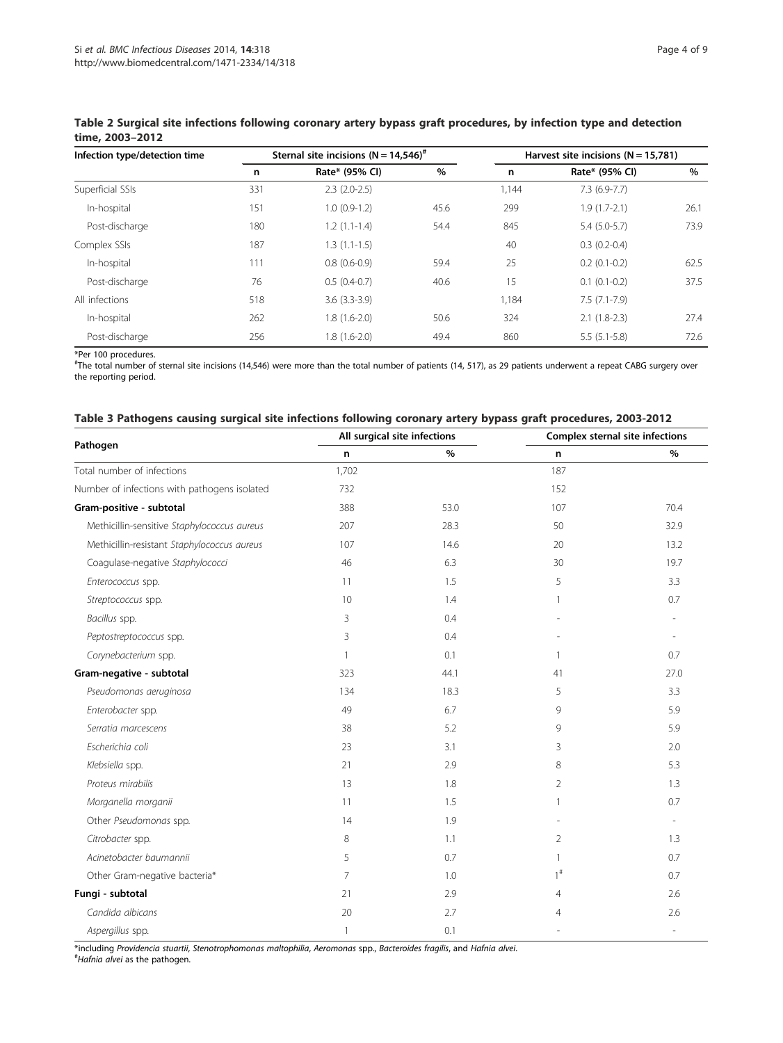**Table 2 Surgical site infections following coronary artery bypass graft procedures, by infection type and detection time, 2003–2012**

| Infection type/detection time | Sternal site incisions (N = 14,546)[#] | | | Harvest site incisions (N = 15,781) | | |
|---|---|---|---|---|---|---|
| | n | Rate* (95% CI) | % | n | Rate* (95% CI) | % |
| Superficial SSIs | 331 | 2.3 (2.0-2.5) | | 1,144 | 7.3 (6.9-7.7) | |
| In-hospital | 151 | 1.0 (0.9-1.2) | 45.6 | 299 | 1.9 (1.7-2.1) | 26.1 |
| Post-discharge | 180 | 1.2 (1.1-1.4) | 54.4 | 845 | 5.4 (5.0-5.7) | 73.9 |
| Complex SSIs | 187 | 1.3 (1.1-1.5) | | 40 | 0.3 (0.2-0.4) | |
| In-hospital | 111 | 0.8 (0.6-0.9) | 59.4 | 25 | 0.2 (0.1-0.2) | 62.5 |
| Post-discharge | 76 | 0.5 (0.4-0.7) | 40.6 | 15 | 0.1 (0.1-0.2) | 37.5 |
| All infections | 518 | 3.6 (3.3-3.9) | | 1,184 | 7.5 (7.1-7.9) | |
| In-hospital | 262 | 1.8 (1.6-2.0) | 50.6 | 324 | 2.1 (1.8-2.3) | 27.4 |
| Post-discharge | 256 | 1.8 (1.6-2.0) | 49.4 | 860 | 5.5 (5.1-5.8) | 72.6 |

*Per 100 procedures.
[#]The total number of sternal site incisions (14,546) were more than the total number of patients (14, 517), as 29 patients underwent a repeat CABG surgery over the reporting period.

**Table 3 Pathogens causing surgical site infections following coronary artery bypass graft procedures, 2003-2012**

| Pathogen | All surgical site infections | | Complex sternal site infections | |
|---|---|---|---|---|
| | n | % | n | % |
| Total number of infections | 1,702 | | 187 | |
| Number of infections with pathogens isolated | 732 | | 152 | |
| **Gram-positive - subtotal** | 388 | 53.0 | 107 | 70.4 |
| Methicillin-sensitive *Staphylococcus aureus* | 207 | 28.3 | 50 | 32.9 |
| Methicillin-resistant *Staphylococcus aureus* | 107 | 14.6 | 20 | 13.2 |
| Coagulase-negative *Staphylococci* | 46 | 6.3 | 30 | 19.7 |
| *Enterococcus* spp. | 11 | 1.5 | 5 | 3.3 |
| *Streptococcus* spp. | 10 | 1.4 | 1 | 0.7 |
| *Bacillus* spp. | 3 | 0.4 | - | - |
| *Peptostreptococcus* spp. | 3 | 0.4 | - | - |
| *Corynebacterium* spp. | 1 | 0.1 | 1 | 0.7 |
| **Gram-negative - subtotal** | 323 | 44.1 | 41 | 27.0 |
| *Pseudomonas aeruginosa* | 134 | 18.3 | 5 | 3.3 |
| *Enterobacter* spp. | 49 | 6.7 | 9 | 5.9 |
| *Serratia marcescens* | 38 | 5.2 | 9 | 5.9 |
| *Escherichia coli* | 23 | 3.1 | 3 | 2.0 |
| *Klebsiella* spp. | 21 | 2.9 | 8 | 5.3 |
| *Proteus mirabilis* | 13 | 1.8 | 2 | 1.3 |
| *Morganella morganii* | 11 | 1.5 | 1 | 0.7 |
| Other *Pseudomonas* spp. | 14 | 1.9 | - | - |
| *Citrobacter* spp. | 8 | 1.1 | 2 | 1.3 |
| *Acinetobacter baumannii* | 5 | 0.7 | 1 | 0.7 |
| Other Gram-negative bacteria* | 7 | 1.0 | 1[#] | 0.7 |
| **Fungi - subtotal** | 21 | 2.9 | 4 | 2.6 |
| *Candida albicans* | 20 | 2.7 | 4 | 2.6 |
| *Aspergillus* spp. | 1 | 0.1 | - | - |

*including *Providencia stuartii*, *Stenotrophomonas maltophilia*, *Aeromonas* spp., *Bacteroides fragilis*, and *Hafnia alvei*.
[#]*Hafnia alvei* as the pathogen.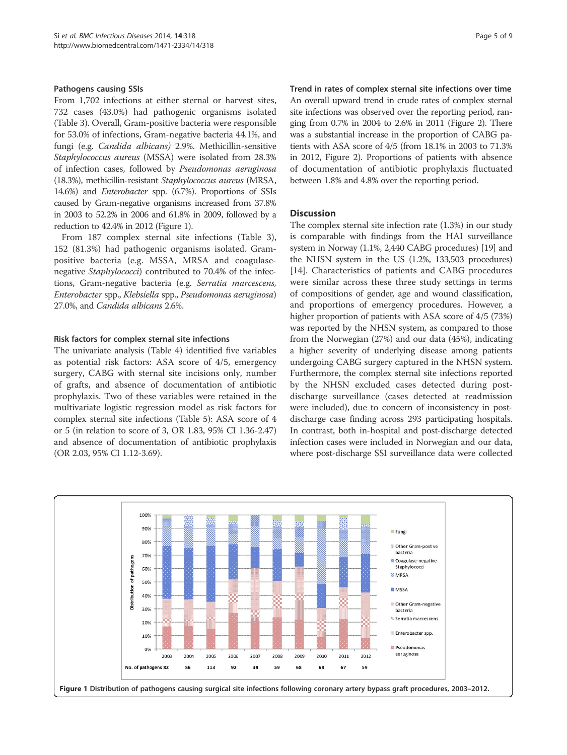### Pathogens causing SSIs

From 1,702 infections at either sternal or harvest sites, 732 cases (43.0%) had pathogenic organisms isolated (Table 3). Overall, Gram-positive bacteria were responsible for 53.0% of infections, Gram-negative bacteria 44.1%, and fungi (e.g. *Candida albicans)* 2.9%. Methicillin-sensitive *Staphylococcus aureus* (MSSA) were isolated from 28.3% of infection cases, followed by *Pseudomonas aeruginosa* (18.3%), methicillin-resistant *Staphylococcus aureus* (MRSA, 14.6%) and *Enterobacter* spp. (6.7%). Proportions of SSIs caused by Gram-negative organisms increased from 37.8% in 2003 to 52.2% in 2006 and 61.8% in 2009, followed by a reduction to 42.4% in 2012 (Figure 1).

From 187 complex sternal site infections (Table 3), 152 (81.3%) had pathogenic organisms isolated. Gram-positive bacteria (e.g. MSSA, MRSA and coagulase-negative *Staphylococci*) contributed to 70.4% of the infections, Gram-negative bacteria (e.g. *Serratia marcescens, Enterobacter* spp., *Klebsiella* spp., *Pseudomonas aeruginosa*) 27.0%, and *Candida albicans* 2.6%.

### Risk factors for complex sternal site infections

The univariate analysis (Table 4) identified five variables as potential risk factors: ASA score of 4/5, emergency surgery, CABG with sternal site incisions only, number of grafts, and absence of documentation of antibiotic prophylaxis. Two of these variables were retained in the multivariate logistic regression model as risk factors for complex sternal site infections (Table 5): ASA score of 4 or 5 (in relation to score of 3, OR 1.83, 95% CI 1.36-2.47) and absence of documentation of antibiotic prophylaxis (OR 2.03, 95% CI 1.12-3.69).

### Trend in rates of complex sternal site infections over time

An overall upward trend in crude rates of complex sternal site infections was observed over the reporting period, ranging from 0.7% in 2004 to 2.6% in 2011 (Figure 2). There was a substantial increase in the proportion of CABG patients with ASA score of 4/5 (from 18.1% in 2003 to 71.3% in 2012, Figure 2). Proportions of patients with absence of documentation of antibiotic prophylaxis fluctuated between 1.8% and 4.8% over the reporting period.

## Discussion

The complex sternal site infection rate (1.3%) in our study is comparable with findings from the HAI surveillance system in Norway (1.1%, 2,440 CABG procedures) [19] and the NHSN system in the US (1.2%, 133,503 procedures) [14]. Characteristics of patients and CABG procedures were similar across these three study settings in terms of compositions of gender, age and wound classification, and proportions of emergency procedures. However, a higher proportion of patients with ASA score of 4/5 (73%) was reported by the NHSN system, as compared to those from the Norwegian (27%) and our data (45%), indicating a higher severity of underlying disease among patients undergoing CABG surgery captured in the NHSN system. Furthermore, the complex sternal site infections reported by the NHSN excluded cases detected during post-discharge surveillance (cases detected at readmission were included), due to concern of inconsistency in post-discharge case finding across 293 participating hospitals. In contrast, both in-hospital and post-discharge detected infection cases were included in Norwegian and our data, where post-discharge SSI surveillance data were collected

**Figure 1** Distribution of pathogens causing surgical site infections following coronary artery bypass graft procedures, 2003–2012.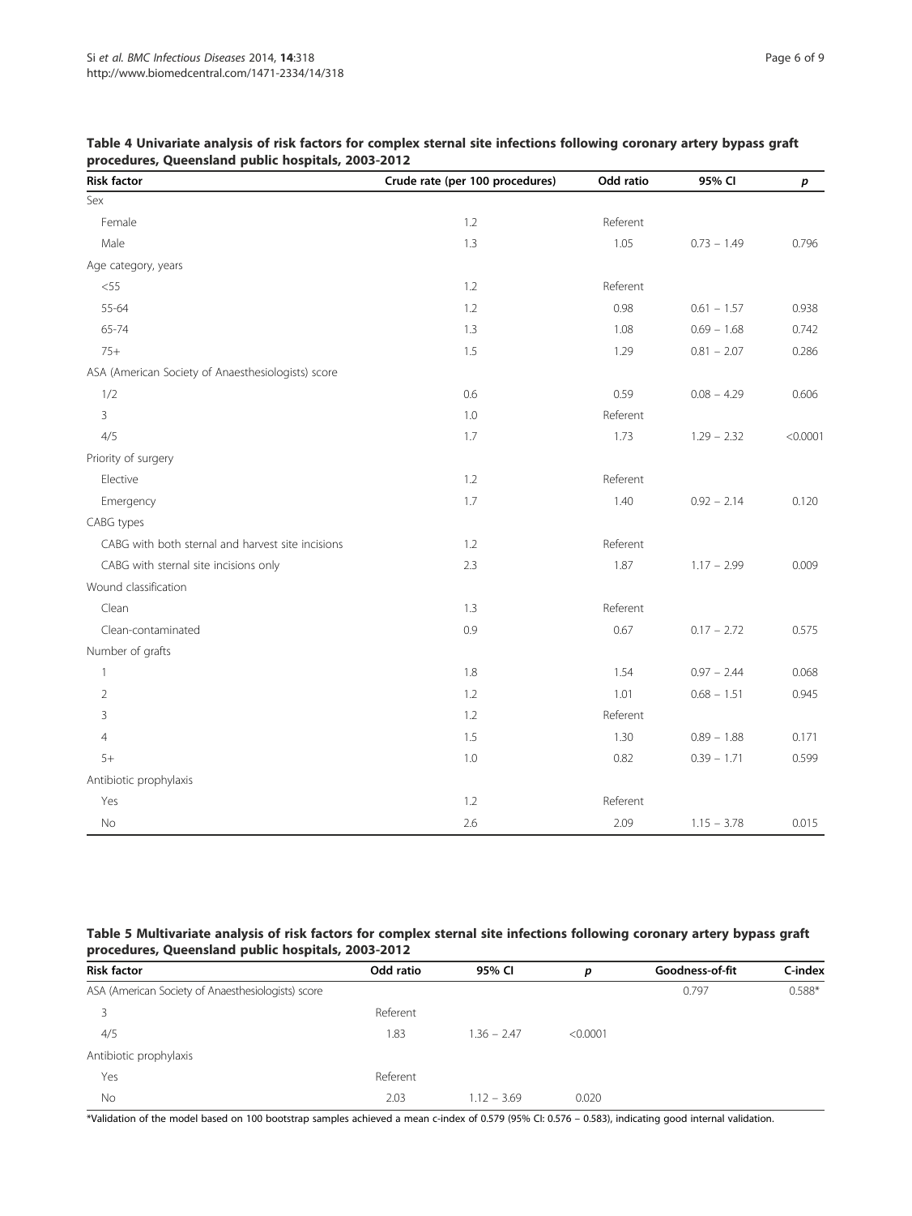**Table 4 Univariate analysis of risk factors for complex sternal site infections following coronary artery bypass graft procedures, Queensland public hospitals, 2003-2012**

| Risk factor | Crude rate (per 100 procedures) | Odd ratio | 95% CI | *p* |
|---|---|---|---|---|
| Sex | | | | |
| Female | 1.2 | Referent | | |
| Male | 1.3 | 1.05 | 0.73 – 1.49 | 0.796 |
| Age category, years | | | | |
| <55 | 1.2 | Referent | | |
| 55-64 | 1.2 | 0.98 | 0.61 – 1.57 | 0.938 |
| 65-74 | 1.3 | 1.08 | 0.69 – 1.68 | 0.742 |
| 75+ | 1.5 | 1.29 | 0.81 – 2.07 | 0.286 |
| ASA (American Society of Anaesthesiologists) score | | | | |
| 1/2 | 0.6 | 0.59 | 0.08 – 4.29 | 0.606 |
| 3 | 1.0 | Referent | | |
| 4/5 | 1.7 | 1.73 | 1.29 – 2.32 | <0.0001 |
| Priority of surgery | | | | |
| Elective | 1.2 | Referent | | |
| Emergency | 1.7 | 1.40 | 0.92 – 2.14 | 0.120 |
| CABG types | | | | |
| CABG with both sternal and harvest site incisions | 1.2 | Referent | | |
| CABG with sternal site incisions only | 2.3 | 1.87 | 1.17 – 2.99 | 0.009 |
| Wound classification | | | | |
| Clean | 1.3 | Referent | | |
| Clean-contaminated | 0.9 | 0.67 | 0.17 – 2.72 | 0.575 |
| Number of grafts | | | | |
| 1 | 1.8 | 1.54 | 0.97 – 2.44 | 0.068 |
| 2 | 1.2 | 1.01 | 0.68 – 1.51 | 0.945 |
| 3 | 1.2 | Referent | | |
| 4 | 1.5 | 1.30 | 0.89 – 1.88 | 0.171 |
| 5+ | 1.0 | 0.82 | 0.39 – 1.71 | 0.599 |
| Antibiotic prophylaxis | | | | |
| Yes | 1.2 | Referent | | |
| No | 2.6 | 2.09 | 1.15 – 3.78 | 0.015 |

**Table 5 Multivariate analysis of risk factors for complex sternal site infections following coronary artery bypass graft procedures, Queensland public hospitals, 2003-2012**

| Risk factor | Odd ratio | 95% CI | *p* | Goodness-of-fit | C-index |
|---|---|---|---|---|---|
| ASA (American Society of Anaesthesiologists) score | | | | 0.797 | 0.588* |
| 3 | Referent | | | | |
| 4/5 | 1.83 | 1.36 – 2.47 | <0.0001 | | |
| Antibiotic prophylaxis | | | | | |
| Yes | Referent | | | | |
| No | 2.03 | 1.12 – 3.69 | 0.020 | | |

*Validation of the model based on 100 bootstrap samples achieved a mean c-index of 0.579 (95% CI: 0.576 – 0.583), indicating good internal validation.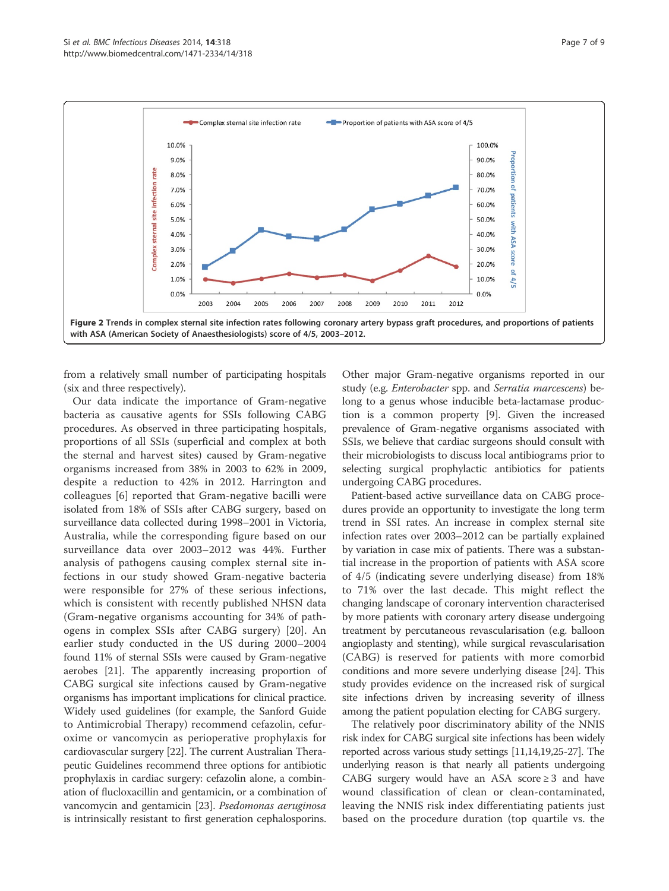**Figure 2 Trends in complex sternal site infection rates following coronary artery bypass graft procedures, and proportions of patients with ASA (American Society of Anaesthesiologists) score of 4/5, 2003–2012.**

from a relatively small number of participating hospitals (six and three respectively).

Our data indicate the importance of Gram-negative bacteria as causative agents for SSIs following CABG procedures. As observed in three participating hospitals, proportions of all SSIs (superficial and complex at both the sternal and harvest sites) caused by Gram-negative organisms increased from 38% in 2003 to 62% in 2009, despite a reduction to 42% in 2012. Harrington and colleagues [6] reported that Gram-negative bacilli were isolated from 18% of SSIs after CABG surgery, based on surveillance data collected during 1998–2001 in Victoria, Australia, while the corresponding figure based on our surveillance data over 2003–2012 was 44%. Further analysis of pathogens causing complex sternal site infections in our study showed Gram-negative bacteria were responsible for 27% of these serious infections, which is consistent with recently published NHSN data (Gram-negative organisms accounting for 34% of pathogens in complex SSIs after CABG surgery) [20]. An earlier study conducted in the US during 2000–2004 found 11% of sternal SSIs were caused by Gram-negative aerobes [21]. The apparently increasing proportion of CABG surgical site infections caused by Gram-negative organisms has important implications for clinical practice. Widely used guidelines (for example, the Sanford Guide to Antimicrobial Therapy) recommend cefazolin, cefuroxime or vancomycin as perioperative prophylaxis for cardiovascular surgery [22]. The current Australian Therapeutic Guidelines recommend three options for antibiotic prophylaxis in cardiac surgery: cefazolin alone, a combination of flucloxacillin and gentamicin, or a combination of vancomycin and gentamicin [23]. *Psedomonas aeruginosa* is intrinsically resistant to first generation cephalosporins. Other major Gram-negative organisms reported in our study (e.g. *Enterobacter* spp. and *Serratia marcescens*) belong to a genus whose inducible beta-lactamase production is a common property [9]. Given the increased prevalence of Gram-negative organisms associated with SSIs, we believe that cardiac surgeons should consult with their microbiologists to discuss local antibiograms prior to selecting surgical prophylactic antibiotics for patients undergoing CABG procedures.

Patient-based active surveillance data on CABG procedures provide an opportunity to investigate the long term trend in SSI rates. An increase in complex sternal site infection rates over 2003–2012 can be partially explained by variation in case mix of patients. There was a substantial increase in the proportion of patients with ASA score of 4/5 (indicating severe underlying disease) from 18% to 71% over the last decade. This might reflect the changing landscape of coronary intervention characterised by more patients with coronary artery disease undergoing treatment by percutaneous revascularisation (e.g. balloon angioplasty and stenting), while surgical revascularisation (CABG) is reserved for patients with more comorbid conditions and more severe underlying disease [24]. This study provides evidence on the increased risk of surgical site infections driven by increasing severity of illness among the patient population electing for CABG surgery.

The relatively poor discriminatory ability of the NNIS risk index for CABG surgical site infections has been widely reported across various study settings [11,14,19,25-27]. The underlying reason is that nearly all patients undergoing CABG surgery would have an ASA score $\geq 3$ and have wound classification of clean or clean-contaminated, leaving the NNIS risk index differentiating patients just based on the procedure duration (top quartile vs. the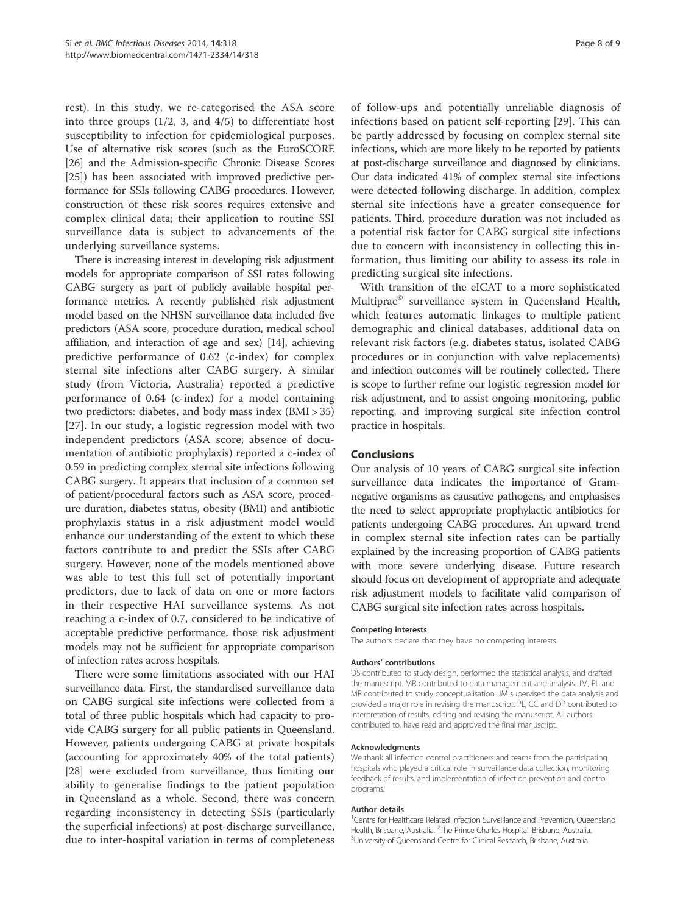rest). In this study, we re-categorised the ASA score into three groups (1/2, 3, and 4/5) to differentiate host susceptibility to infection for epidemiological purposes. Use of alternative risk scores (such as the EuroSCORE [26] and the Admission-specific Chronic Disease Scores [25]) has been associated with improved predictive performance for SSIs following CABG procedures. However, construction of these risk scores requires extensive and complex clinical data; their application to routine SSI surveillance data is subject to advancements of the underlying surveillance systems.

There is increasing interest in developing risk adjustment models for appropriate comparison of SSI rates following CABG surgery as part of publicly available hospital performance metrics. A recently published risk adjustment model based on the NHSN surveillance data included five predictors (ASA score, procedure duration, medical school affiliation, and interaction of age and sex) [14], achieving predictive performance of 0.62 (c-index) for complex sternal site infections after CABG surgery. A similar study (from Victoria, Australia) reported a predictive performance of 0.64 (c-index) for a model containing two predictors: diabetes, and body mass index (BMI > 35) [27]. In our study, a logistic regression model with two independent predictors (ASA score; absence of documentation of antibiotic prophylaxis) reported a c-index of 0.59 in predicting complex sternal site infections following CABG surgery. It appears that inclusion of a common set of patient/procedural factors such as ASA score, procedure duration, diabetes status, obesity (BMI) and antibiotic prophylaxis status in a risk adjustment model would enhance our understanding of the extent to which these factors contribute to and predict the SSIs after CABG surgery. However, none of the models mentioned above was able to test this full set of potentially important predictors, due to lack of data on one or more factors in their respective HAI surveillance systems. As not reaching a c-index of 0.7, considered to be indicative of acceptable predictive performance, those risk adjustment models may not be sufficient for appropriate comparison of infection rates across hospitals.

There were some limitations associated with our HAI surveillance data. First, the standardised surveillance data on CABG surgical site infections were collected from a total of three public hospitals which had capacity to provide CABG surgery for all public patients in Queensland. However, patients undergoing CABG at private hospitals (accounting for approximately 40% of the total patients) [28] were excluded from surveillance, thus limiting our ability to generalise findings to the patient population in Queensland as a whole. Second, there was concern regarding inconsistency in detecting SSIs (particularly the superficial infections) at post-discharge surveillance, due to inter-hospital variation in terms of completeness of follow-ups and potentially unreliable diagnosis of infections based on patient self-reporting [29]. This can be partly addressed by focusing on complex sternal site infections, which are more likely to be reported by patients at post-discharge surveillance and diagnosed by clinicians. Our data indicated 41% of complex sternal site infections were detected following discharge. In addition, complex sternal site infections have a greater consequence for patients. Third, procedure duration was not included as a potential risk factor for CABG surgical site infections due to concern with inconsistency in collecting this information, thus limiting our ability to assess its role in predicting surgical site infections.

With transition of the eICAT to a more sophisticated Multiprac© surveillance system in Queensland Health, which features automatic linkages to multiple patient demographic and clinical databases, additional data on relevant risk factors (e.g. diabetes status, isolated CABG procedures or in conjunction with valve replacements) and infection outcomes will be routinely collected. There is scope to further refine our logistic regression model for risk adjustment, and to assist ongoing monitoring, public reporting, and improving surgical site infection control practice in hospitals.

## Conclusions

Our analysis of 10 years of CABG surgical site infection surveillance data indicates the importance of Gram-negative organisms as causative pathogens, and emphasises the need to select appropriate prophylactic antibiotics for patients undergoing CABG procedures. An upward trend in complex sternal site infection rates can be partially explained by the increasing proportion of CABG patients with more severe underlying disease. Future research should focus on development of appropriate and adequate risk adjustment models to facilitate valid comparison of CABG surgical site infection rates across hospitals.

#### Competing interests

The authors declare that they have no competing interests.

#### Authors' contributions

DS contributed to study design, performed the statistical analysis, and drafted the manuscript. MR contributed to data management and analysis. JM, PL and MR contributed to study conceptualisation. JM supervised the data analysis and provided a major role in revising the manuscript. PL, CC and DP contributed to interpretation of results, editing and revising the manuscript. All authors contributed to, have read and approved the final manuscript.

#### Acknowledgments

We thank all infection control practitioners and teams from the participating hospitals who played a critical role in surveillance data collection, monitoring, feedback of results, and implementation of infection prevention and control programs.

#### Author details

[1]Centre for Healthcare Related Infection Surveillance and Prevention, Queensland Health, Brisbane, Australia. [2]The Prince Charles Hospital, Brisbane, Australia. [3]University of Queensland Centre for Clinical Research, Brisbane, Australia.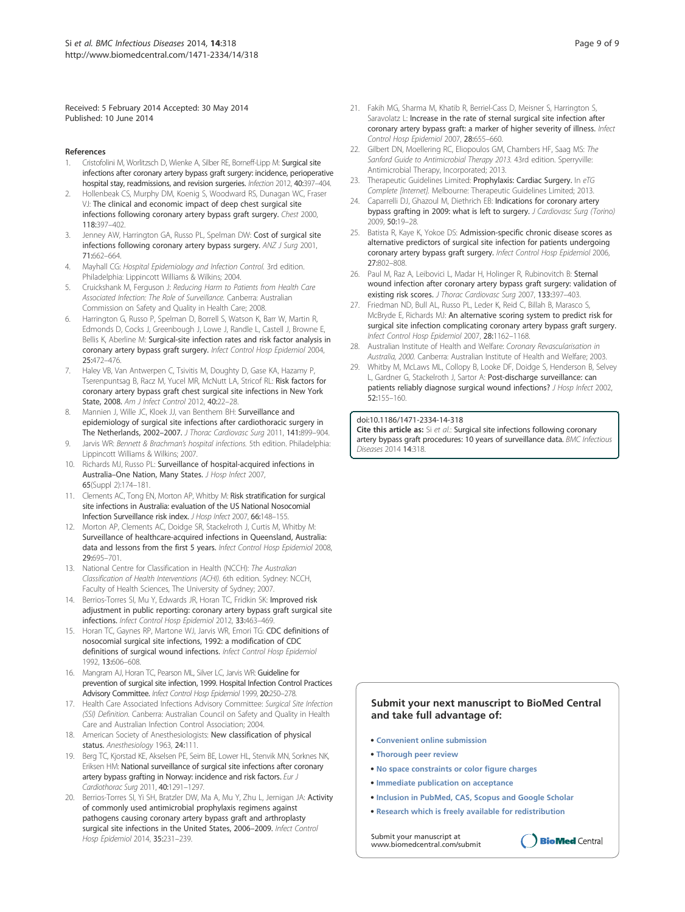Received: 5 February 2014 Accepted: 30 May 2014
Published: 10 June 2014

## References

1. Cristofolini M, Worlitzsch D, Wienke A, Silber RE, Borneff-Lipp M: **Surgical site infections after coronary artery bypass graft surgery: incidence, perioperative hospital stay, readmissions, and revision surgeries.** *Infection* 2012, **40:**397–404.
2. Hollenbeak CS, Murphy DM, Koenig S, Woodward RS, Dunagan WC, Fraser VJ: **The clinical and economic impact of deep chest surgical site infections following coronary artery bypass graft surgery.** *Chest* 2000, **118:**397–402.
3. Jenney AW, Harrington GA, Russo PL, Spelman DW: **Cost of surgical site infections following coronary artery bypass surgery.** *ANZ J Surg* 2001, **71:**662–664.
4. Mayhall CG: *Hospital Epidemiology and Infection Control.* 3rd edition. Philadelphia: Lippincott Williams & Wilkins; 2004.
5. Cruickshank M, Ferguson J: *Reducing Harm to Patients from Health Care Associated Infection: The Role of Surveillance.* Canberra: Australian Commission on Safety and Quality in Health Care; 2008.
6. Harrington G, Russo P, Spelman D, Borrell S, Watson K, Barr W, Martin R, Edmonds D, Cocks J, Greenbough J, Lowe J, Randle L, Castell J, Browne E, Bellis K, Aberline M: **Surgical-site infection rates and risk factor analysis in coronary artery bypass graft surgery.** *Infect Control Hosp Epidemiol* 2004, **25:**472–476.
7. Haley VB, Van Antwerpen C, Tsivitis M, Doughty D, Gase KA, Hazamy P, Tserenpuntsag B, Racz M, Yucel MR, McNutt LA, Stricof RL: **Risk factors for coronary artery bypass graft chest surgical site infections in New York State, 2008.** *Am J Infect Control* 2012, **40:**22–28.
8. Mannien J, Wille JC, Kloek JJ, van Benthem BH: **Surveillance and epidemiology of surgical site infections after cardiothoracic surgery in The Netherlands, 2002–2007.** *J Thorac Cardiovasc Surg* 2011, **141:**899–904.
9. Jarvis WR: *Bennett & Brachman's hospital infections.* 5th edition. Philadelphia: Lippincott Williams & Wilkins; 2007.
10. Richards MJ, Russo PL: **Surveillance of hospital-acquired infections in Australia–One Nation, Many States.** *J Hosp Infect* 2007, **65**(Suppl 2):174–181.
11. Clements AC, Tong EN, Morton AP, Whitby M: **Risk stratification for surgical site infections in Australia: evaluation of the US National Nosocomial Infection Surveillance risk index.** *J Hosp Infect* 2007, **66:**148–155.
12. Morton AP, Clements AC, Doidge SR, Stackelroth J, Curtis M, Whitby M: **Surveillance of healthcare-acquired infections in Queensland, Australia: data and lessons from the first 5 years.** *Infect Control Hosp Epidemiol* 2008, **29:**695–701.
13. National Centre for Classification in Health (NCCH): *The Australian Classification of Health Interventions (ACHI).* 6th edition. Sydney: NCCH, Faculty of Health Sciences, The University of Sydney; 2007.
14. Berrios-Torres SI, Mu Y, Edwards JR, Horan TC, Fridkin SK: **Improved risk adjustment in public reporting: coronary artery bypass graft surgical site infections.** *Infect Control Hosp Epidemiol* 2012, **33:**463–469.
15. Horan TC, Gaynes RP, Martone WJ, Jarvis WR, Emori TG: **CDC definitions of nosocomial surgical site infections, 1992: a modification of CDC definitions of surgical wound infections.** *Infect Control Hosp Epidemiol* 1992, **13:**606–608.
16. Mangram AJ, Horan TC, Pearson ML, Silver LC, Jarvis WR: **Guideline for prevention of surgical site infection, 1999. Hospital Infection Control Practices Advisory Committee.** *Infect Control Hosp Epidemiol* 1999, **20:**250–278.
17. Health Care Associated Infections Advisory Committee: *Surgical Site Infection (SSI) Definition.* Canberra: Australian Council on Safety and Quality in Health Care and Australian Infection Control Association; 2004.
18. American Society of Anesthesiologists: **New classification of physical status.** *Anesthesiology* 1963, **24:**111.
19. Berg TC, Kjorstad KE, Akselsen PE, Seim BE, Lower HL, Stenvik MN, Sorknes NK, Eriksen HM: **National surveillance of surgical site infections after coronary artery bypass grafting in Norway: incidence and risk factors.** *Eur J Cardiothorac Surg* 2011, **40:**1291–1297.
20. Berrios-Torres SI, Yi SH, Bratzler DW, Ma A, Mu Y, Zhu L, Jernigan JA: **Activity of commonly used antimicrobial prophylaxis regimens against pathogens causing coronary artery bypass graft and arthroplasty surgical site infections in the United States, 2006–2009.** *Infect Control Hosp Epidemiol* 2014, **35:**231–239.
21. Fakih MG, Sharma M, Khatib R, Berriel-Cass D, Meisner S, Harrington S, Saravolatz L: **Increase in the rate of sternal surgical site infection after coronary artery bypass graft: a marker of higher severity of illness.** *Infect Control Hosp Epidemiol* 2007, **28:**655–660.
22. Gilbert DN, Moellering RC, Eliopoulos GM, Chambers HF, Saag MS: *The Sanford Guide to Antimicrobial Therapy 2013.* 43rd edition. Sperryville: Antimicrobial Therapy, Incorporated; 2013.
23. Therapeutic Guidelines Limited: **Prophylaxis: Cardiac Surgery.** In *eTG Complete [Internet].* Melbourne: Therapeutic Guidelines Limited; 2013.
24. Caparrelli DJ, Ghazoul M, Diethrich EB: **Indications for coronary artery bypass grafting in 2009: what is left to surgery.** *J Cardiovasc Surg (Torino)* 2009, **50:**19–28.
25. Batista R, Kaye K, Yokoe DS: **Admission-specific chronic disease scores as alternative predictors of surgical site infection for patients undergoing coronary artery bypass graft surgery.** *Infect Control Hosp Epidemiol* 2006, **27:**802–808.
26. Paul M, Raz A, Leibovici L, Madar H, Holinger R, Rubinovitch B: **Sternal wound infection after coronary artery bypass graft surgery: validation of existing risk scores.** *J Thorac Cardiovasc Surg* 2007, **133:**397–403.
27. Friedman ND, Bull AL, Russo PL, Leder K, Reid C, Billah B, Marasco S, McBryde E, Richards MJ: **An alternative scoring system to predict risk for surgical site infection complicating coronary artery bypass graft surgery.** *Infect Control Hosp Epidemiol* 2007, **28:**1162–1168.
28. Australian Institute of Health and Welfare: *Coronary Revascularisation in Australia, 2000.* Canberra: Australian Institute of Health and Welfare; 2003.
29. Whitby M, McLaws ML, Collopy B, Looke DF, Doidge S, Henderson B, Selvey L, Gardner G, Stackelroth J, Sartor A: **Post-discharge surveillance: can patients reliably diagnose surgical wound infections?** *J Hosp Infect* 2002, **52:**155–160.

doi:10.1186/1471-2334-14-318
**Cite this article as:** Si *et al.*: Surgical site infections following coronary artery bypass graft procedures: 10 years of surveillance data. *BMC Infectious Diseases* 2014 **14**:318.

**Submit your next manuscript to BioMed Central and take full advantage of:**

- **Convenient online submission**
- **Thorough peer review**
- **No space constraints or color figure charges**
- **Immediate publication on acceptance**
- **Inclusion in PubMed, CAS, Scopus and Google Scholar**
- **Research which is freely available for redistribution**

Submit your manuscript at
www.biomedcentral.com/submit

BioMed Central